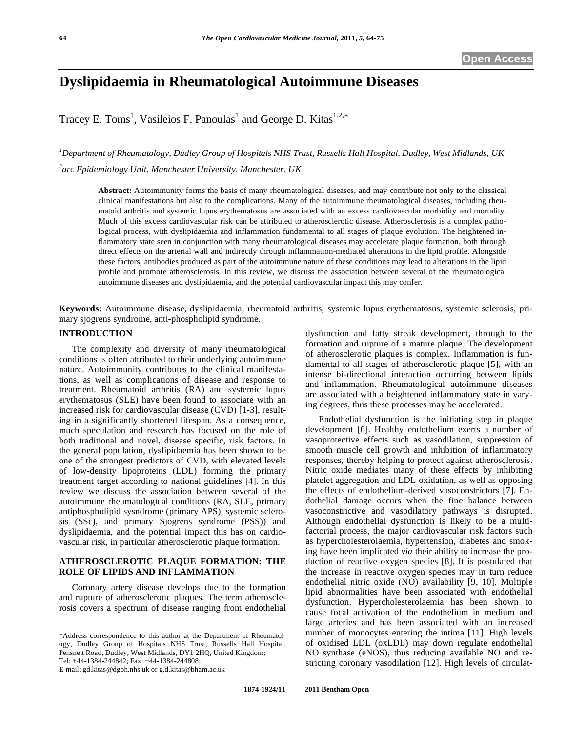# Dyslipidaemia in Rheumatological Autoimmune Diseases

Tracey E. Toms[1], Vasileios F. Panoulas[1] and George D. Kitas[1,2,*]

[1]Department of Rheumatology, Dudley Group of Hospitals NHS Trust, Russells Hall Hospital, Dudley, West Midlands, UK

[2]arc Epidemiology Unit, Manchester University, Manchester, UK

**Abstract:** Autoimmunity forms the basis of many rheumatological diseases, and may contribute not only to the classical clinical manifestations but also to the complications. Many of the autoimmune rheumatological diseases, including rheumatoid arthritis and systemic lupus erythematosus are associated with an excess cardiovascular morbidity and mortality. Much of this excess cardiovascular risk can be attributed to atherosclerotic disease. Atherosclerosis is a complex pathological process, with dyslipidaemia and inflammation fundamental to all stages of plaque evolution. The heightened inflammatory state seen in conjunction with many rheumatological diseases may accelerate plaque formation, both through direct effects on the arterial wall and indirectly through inflammation-mediated alterations in the lipid profile. Alongside these factors, antibodies produced as part of the autoimmune nature of these conditions may lead to alterations in the lipid profile and promote atherosclerosis. In this review, we discuss the association between several of the rheumatological autoimmune diseases and dyslipidaemia, and the potential cardiovascular impact this may confer.

**Keywords:** Autoimmune disease, dyslipidaemia, rheumatoid arthritis, systemic lupus erythematosus, systemic sclerosis, primary sjogrens syndrome, anti-phospholipid syndrome.

## INTRODUCTION

The complexity and diversity of many rheumatological conditions is often attributed to their underlying autoimmune nature. Autoimmunity contributes to the clinical manifestations, as well as complications of disease and response to treatment. Rheumatoid arthritis (RA) and systemic lupus erythematosus (SLE) have been found to associate with an increased risk for cardiovascular disease (CVD) [1-3], resulting in a significantly shortened lifespan. As a consequence, much speculation and research has focused on the role of both traditional and novel, disease specific, risk factors. In the general population, dyslipidaemia has been shown to be one of the strongest predictors of CVD, with elevated levels of low-density lipoproteins (LDL) forming the primary treatment target according to national guidelines [4]. In this review we discuss the association between several of the autoimmune rheumatological conditions (RA, SLE, primary antiphospholipid sysndrome (primary APS), systemic sclerosis (SSc), and primary Sjogrens syndrome (PSS)) and dyslipidaemia, and the potential impact this has on cardiovascular risk, in particular atherosclerotic plaque formation.

## ATHEROSCLEROTIC PLAQUE FORMATION: THE ROLE OF LIPIDS AND INFLAMMATION

Coronary artery disease develops due to the formation and rupture of atherosclerotic plaques. The term atherosclerosis covers a spectrum of disease ranging from endothelial dysfunction and fatty streak development, through to the formation and rupture of a mature plaque. The development of atherosclerotic plaques is complex. Inflammation is fundamental to all stages of atherosclerotic plaque [5], with an intense bi-directional interaction occurring between lipids and inflammation. Rheumatological autoimmune diseases are associated with a heightened inflammatory state in varying degrees, thus these processes may be accelerated.

Endothelial dysfunction is the initiating step in plaque development [6]. Healthy endothelium exerts a number of vasoprotective effects such as vasodilation, suppression of smooth muscle cell growth and inhibition of inflammatory responses, thereby helping to protect against atherosclerosis. Nitric oxide mediates many of these effects by inhibiting platelet aggregation and LDL oxidation, as well as opposing the effects of endothelium-derived vasoconstrictors [7]. Endothelial damage occurs when the fine balance between vasoconstrictive and vasodilatory pathways is disrupted. Although endothelial dysfunction is likely to be a multifactorial process, the major cardiovascular risk factors such as hypercholesterolaemia, hypertension, diabetes and smoking have been implicated *via* their ability to increase the production of reactive oxygen species [8]. It is postulated that the increase in reactive oxygen species may in turn reduce endothelial nitric oxide (NO) availability [9, 10]. Multiple lipid abnormalities have been associated with endothelial dysfunction. Hypercholesterolaemia has been shown to cause focal activation of the endothelium in medium and large arteries and has been associated with an increased number of monocytes entering the intima [11]. High levels of oxidised LDL (oxLDL) may down regulate endothelial NO synthase (eNOS), thus reducing available NO and restricting coronary vasodilation [12]. High levels of circulat-

*Address correspondence to this author at the Department of Rheumatology, Dudley Group of Hospitals NHS Trust, Russells Hall Hospital, Pensnett Road, Dudley, West Midlands, DY1 2HQ, United Kingdom; Tel: +44-1384-244842; Fax: +44-1384-244808; E-mail: gd.kitas@dgoh.nhs.uk or g.d.kitas@bham.ac.uk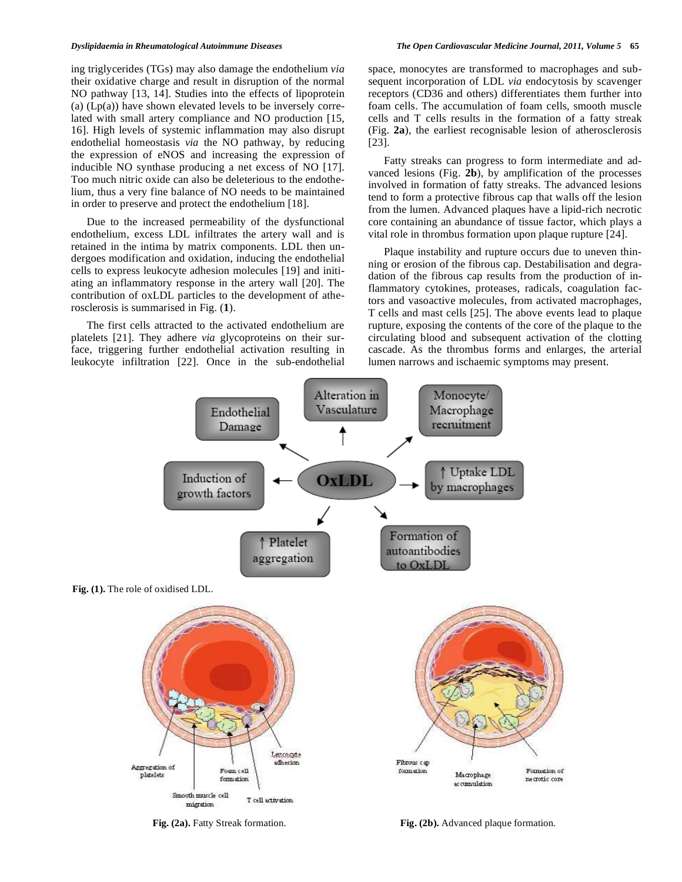ing triglycerides (TGs) may also damage the endothelium *via* their oxidative charge and result in disruption of the normal NO pathway [13, 14]. Studies into the effects of lipoprotein (a) (Lp(a)) have shown elevated levels to be inversely correlated with small artery compliance and NO production [15, 16]. High levels of systemic inflammation may also disrupt endothelial homeostasis *via* the NO pathway, by reducing the expression of eNOS and increasing the expression of inducible NO synthase producing a net excess of NO [17]. Too much nitric oxide can also be deleterious to the endothelium, thus a very fine balance of NO needs to be maintained in order to preserve and protect the endothelium [18].

Due to the increased permeability of the dysfunctional endothelium, excess LDL infiltrates the artery wall and is retained in the intima by matrix components. LDL then undergoes modification and oxidation, inducing the endothelial cells to express leukocyte adhesion molecules [19] and initiating an inflammatory response in the artery wall [20]. The contribution of oxLDL particles to the development of atherosclerosis is summarised in Fig. (**1**).

The first cells attracted to the activated endothelium are platelets [21]. They adhere *via* glycoproteins on their surface, triggering further endothelial activation resulting in leukocyte infiltration [22]. Once in the sub-endothelial space, monocytes are transformed to macrophages and subsequent incorporation of LDL *via* endocytosis by scavenger receptors (CD36 and others) differentiates them further into foam cells. The accumulation of foam cells, smooth muscle cells and T cells results in the formation of a fatty streak (Fig. **2a**), the earliest recognisable lesion of atherosclerosis [23].

Fatty streaks can progress to form intermediate and advanced lesions (Fig. **2b**), by amplification of the processes involved in formation of fatty streaks. The advanced lesions tend to form a protective fibrous cap that walls off the lesion from the lumen. Advanced plaques have a lipid-rich necrotic core containing an abundance of tissue factor, which plays a vital role in thrombus formation upon plaque rupture [24].

Plaque instability and rupture occurs due to uneven thinning or erosion of the fibrous cap. Destabilisation and degradation of the fibrous cap results from the production of inflammatory cytokines, proteases, radicals, coagulation factors and vasoactive molecules, from activated macrophages, T cells and mast cells [25]. The above events lead to plaque rupture, exposing the contents of the core of the plaque to the circulating blood and subsequent activation of the clotting cascade. As the thrombus forms and enlarges, the arterial lumen narrows and ischaemic symptoms may present.

**Fig. (1).** The role of oxidised LDL.

**Fig. (2a).** Fatty Streak formation.

**Fig. (2b).** Advanced plaque formation.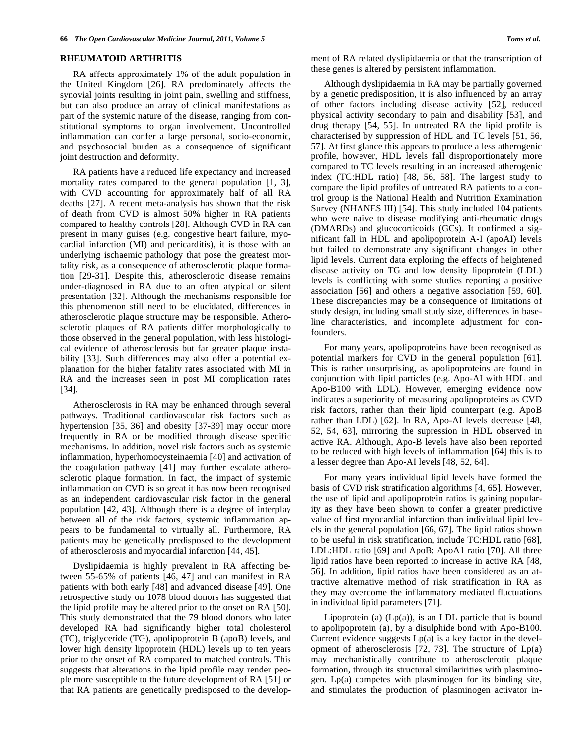## RHEUMATOID ARTHRITIS

RA affects approximately 1% of the adult population in the United Kingdom [26]. RA predominately affects the synovial joints resulting in joint pain, swelling and stiffness, but can also produce an array of clinical manifestations as part of the systemic nature of the disease, ranging from constitutional symptoms to organ involvement. Uncontrolled inflammation can confer a large personal, socio-economic, and psychosocial burden as a consequence of significant joint destruction and deformity.

RA patients have a reduced life expectancy and increased mortality rates compared to the general population [1, 3], with CVD accounting for approximately half of all RA deaths [27]. A recent meta-analysis has shown that the risk of death from CVD is almost 50% higher in RA patients compared to healthy controls [28]. Although CVD in RA can present in many guises (e.g. congestive heart failure, myocardial infarction (MI) and pericarditis), it is those with an underlying ischaemic pathology that pose the greatest mortality risk, as a consequence of atherosclerotic plaque formation [29-31]. Despite this, atherosclerotic disease remains under-diagnosed in RA due to an often atypical or silent presentation [32]. Although the mechanisms responsible for this phenomenon still need to be elucidated, differences in atherosclerotic plaque structure may be responsible. Atherosclerotic plaques of RA patients differ morphologically to those observed in the general population, with less histological evidence of atherosclerosis but far greater plaque instability [33]. Such differences may also offer a potential explanation for the higher fatality rates associated with MI in RA and the increases seen in post MI complication rates [34].

Atherosclerosis in RA may be enhanced through several pathways. Traditional cardiovascular risk factors such as hypertension [35, 36] and obesity [37-39] may occur more frequently in RA or be modified through disease specific mechanisms. In addition, novel risk factors such as systemic inflammation, hyperhomocysteinaemia [40] and activation of the coagulation pathway [41] may further escalate atherosclerotic plaque formation. In fact, the impact of systemic inflammation on CVD is so great it has now been recognised as an independent cardiovascular risk factor in the general population [42, 43]. Although there is a degree of interplay between all of the risk factors, systemic inflammation appears to be fundamental to virtually all. Furthermore, RA patients may be genetically predisposed to the development of atherosclerosis and myocardial infarction [44, 45].

Dyslipidaemia is highly prevalent in RA affecting between 55-65% of patients [46, 47] and can manifest in RA patients with both early [48] and advanced disease [49]. One retrospective study on 1078 blood donors has suggested that the lipid profile may be altered prior to the onset on RA [50]. This study demonstrated that the 79 blood donors who later developed RA had significantly higher total cholesterol (TC), triglyceride (TG), apolipoprotein B (apoB) levels, and lower high density lipoprotein (HDL) levels up to ten years prior to the onset of RA compared to matched controls. This suggests that alterations in the lipid profile may render people more susceptible to the future development of RA [51] or that RA patients are genetically predisposed to the development of RA related dyslipidaemia or that the transcription of these genes is altered by persistent inflammation.

Although dyslipidaemia in RA may be partially governed by a genetic predisposition, it is also influenced by an array of other factors including disease activity [52], reduced physical activity secondary to pain and disability [53], and drug therapy [54, 55]. In untreated RA the lipid profile is characterised by suppression of HDL and TC levels [51, 56, 57]. At first glance this appears to produce a less atherogenic profile, however, HDL levels fall disproportionately more compared to TC levels resulting in an increased atherogenic index (TC:HDL ratio) [48, 56, 58]. The largest study to compare the lipid profiles of untreated RA patients to a control group is the National Health and Nutrition Examination Survey (NHANES III) [54]. This study included 104 patients who were naïve to disease modifying anti-rheumatic drugs (DMARDs) and glucocorticoids (GCs). It confirmed a significant fall in HDL and apolipoprotein A-I (apoAI) levels but failed to demonstrate any significant changes in other lipid levels. Current data exploring the effects of heightened disease activity on TG and low density lipoprotein (LDL) levels is conflicting with some studies reporting a positive association [56] and others a negative association [59, 60]. These discrepancies may be a consequence of limitations of study design, including small study size, differences in baseline characteristics, and incomplete adjustment for confounders.

For many years, apolipoproteins have been recognised as potential markers for CVD in the general population [61]. This is rather unsurprising, as apolipoproteins are found in conjunction with lipid particles (e.g. Apo-AI with HDL and Apo-B100 with LDL). However, emerging evidence now indicates a superiority of measuring apolipoproteins as CVD risk factors, rather than their lipid counterpart (e.g. ApoB rather than LDL) [62]. In RA, Apo-AI levels decrease [48, 52, 54, 63], mirroring the supression in HDL observed in active RA. Although, Apo-B levels have also been reported to be reduced with high levels of inflammation [64] this is to a lesser degree than Apo-AI levels [48, 52, 64].

For many years individual lipid levels have formed the basis of CVD risk stratification algorithms [4, 65]. However, the use of lipid and apolipoprotein ratios is gaining popularity as they have been shown to confer a greater predictive value of first myocardial infarction than individual lipid levels in the general population [66, 67]. The lipid ratios shown to be useful in risk stratification, include TC:HDL ratio [68], LDL:HDL ratio [69] and ApoB: ApoA1 ratio [70]. All three lipid ratios have been reported to increase in active RA [48, 56]. In addition, lipid ratios have been considered as an attractive alternative method of risk stratification in RA as they may overcome the inflammatory mediated fluctuations in individual lipid parameters [71].

Lipoprotein (a) (Lp(a)), is an LDL particle that is bound to apolipoprotein (a), by a disulphide bond with Apo-B100. Current evidence suggests Lp(a) is a key factor in the development of atherosclerosis [72, 73]. The structure of Lp(a) may mechanistically contribute to atherosclerotic plaque formation, through its structural similaririties with plasminogen. Lp(a) competes with plasminogen for its binding site, and stimulates the production of plasminogen activator in-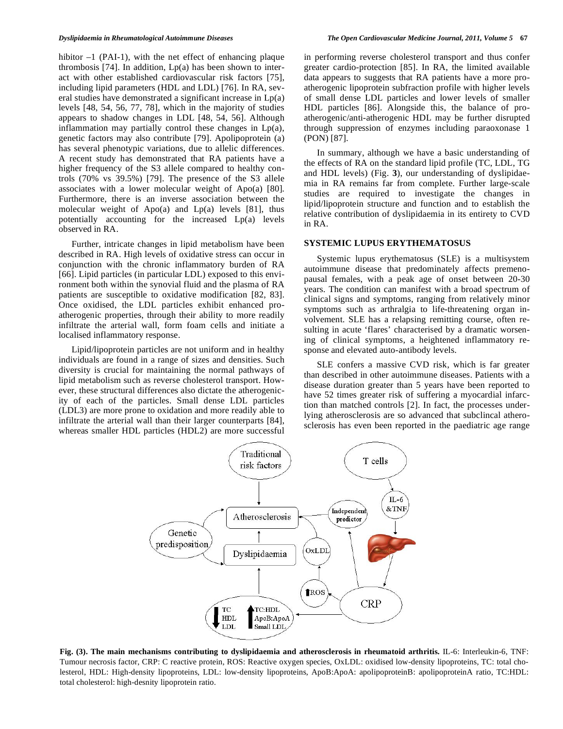hibitor –1 (PAI-1), with the net effect of enhancing plaque thrombosis [74]. In addition, Lp(a) has been shown to interact with other established cardiovascular risk factors [75], including lipid parameters (HDL and LDL) [76]. In RA, several studies have demonstrated a significant increase in Lp(a) levels [48, 54, 56, 77, 78], which in the majority of studies appears to shadow changes in LDL [48, 54, 56]. Although inflammation may partially control these changes in Lp(a), genetic factors may also contribute [79]. Apolipoprotein (a) has several phenotypic variations, due to allelic differences. A recent study has demonstrated that RA patients have a higher frequency of the S3 allele compared to healthy controls (70% vs 39.5%) [79]. The presence of the S3 allele associates with a lower molecular weight of Apo(a) [80]. Furthermore, there is an inverse association between the molecular weight of Apo(a) and Lp(a) levels [81], thus potentially accounting for the increased Lp(a) levels observed in RA.

Further, intricate changes in lipid metabolism have been described in RA. High levels of oxidative stress can occur in conjunction with the chronic inflammatory burden of RA [66]. Lipid particles (in particular LDL) exposed to this environment both within the synovial fluid and the plasma of RA patients are susceptible to oxidative modification [82, 83]. Once oxidised, the LDL particles exhibit enhanced pro-atherogenic properties, through their ability to more readily infiltrate the arterial wall, form foam cells and initiate a localised inflammatory response.

Lipid/lipoprotein particles are not uniform and in healthy individuals are found in a range of sizes and densities. Such diversity is crucial for maintaining the normal pathways of lipid metabolism such as reverse cholesterol transport. However, these structural differences also dictate the atherogenicity of each of the particles. Small dense LDL particles (LDL3) are more prone to oxidation and more readily able to infiltrate the arterial wall than their larger counterparts [84], whereas smaller HDL particles (HDL2) are more successful in performing reverse cholesterol transport and thus confer greater cardio-protection [85]. In RA, the limited available data appears to suggests that RA patients have a more pro-atherogenic lipoprotein subfraction profile with higher levels of small dense LDL particles and lower levels of smaller HDL particles [86]. Alongside this, the balance of pro-atherogenic/anti-atherogenic HDL may be further disrupted through suppression of enzymes including paraoxonase 1 (PON) [87].

In summary, although we have a basic understanding of the effects of RA on the standard lipid profile (TC, LDL, TG and HDL levels) (Fig. **3**), our understanding of dyslipidaemia in RA remains far from complete. Further large-scale studies are required to investigate the changes in lipid/lipoprotein structure and function and to establish the relative contribution of dyslipidaemia in its entirety to CVD in RA.

## SYSTEMIC LUPUS ERYTHEMATOSUS

Systemic lupus erythematosus (SLE) is a multisystem autoimmune disease that predominately affects premenopausal females, with a peak age of onset between 20-30 years. The condition can manifest with a broad spectrum of clinical signs and symptoms, ranging from relatively minor symptoms such as arthralgia to life-threatening organ involvement. SLE has a relapsing remitting course, often resulting in acute 'flares' characterised by a dramatic worsening of clinical symptoms, a heightened inflammatory response and elevated auto-antibody levels.

SLE confers a massive CVD risk, which is far greater than described in other autoimmune diseases. Patients with a disease duration greater than 5 years have been reported to have 52 times greater risk of suffering a myocardial infarction than matched controls [2]. In fact, the processes underlying atherosclerosis are so advanced that subclincal atherosclerosis has even been reported in the paediatric age range

**Fig. (3). The main mechanisms contributing to dyslipidaemia and atherosclerosis in rheumatoid arthritis.** IL-6: Interleukin-6, TNF: Tumour necrosis factor, CRP: C reactive protein, ROS: Reactive oxygen species, OxLDL: oxidised low-density lipoproteins, TC: total cholesterol, HDL: High-density lipoproteins, LDL: low-density lipoproteins, ApoB:ApoA: apolipoproteinB: apolipoproteinA ratio, TC:HDL: total cholesterol: high-desnity lipoprotein ratio.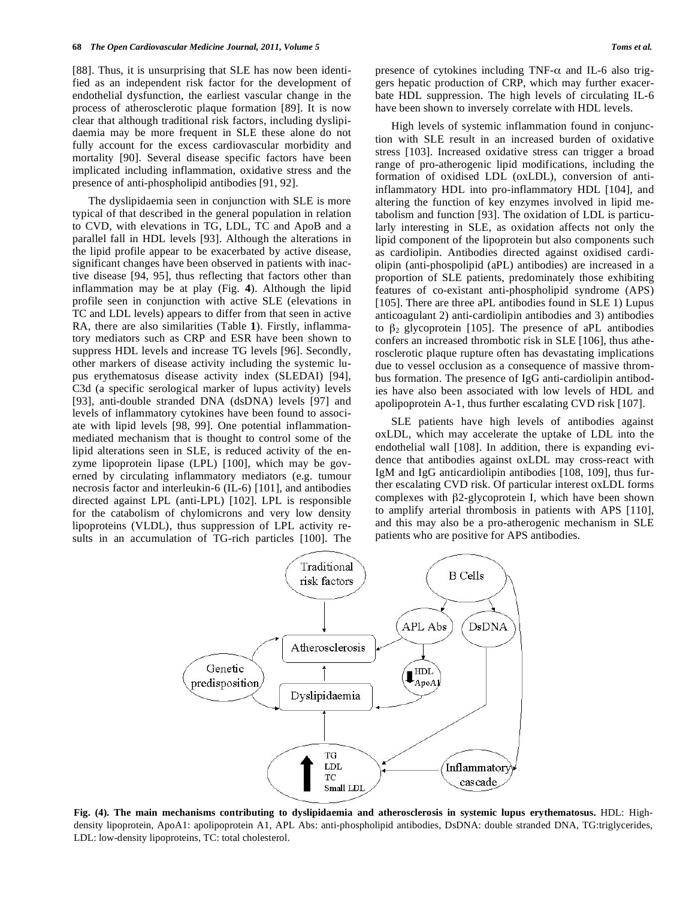[88]. Thus, it is unsurprising that SLE has now been identified as an independent risk factor for the development of endothelial dysfunction, the earliest vascular change in the process of atherosclerotic plaque formation [89]. It is now clear that although traditional risk factors, including dyslipidaemia may be more frequent in SLE these alone do not fully account for the excess cardiovascular morbidity and mortality [90]. Several disease specific factors have been implicated including inflammation, oxidative stress and the presence of anti-phospholipid antibodies [91, 92].

The dyslipidaemia seen in conjunction with SLE is more typical of that described in the general population in relation to CVD, with elevations in TG, LDL, TC and ApoB and a parallel fall in HDL levels [93]. Although the alterations in the lipid profile appear to be exacerbated by active disease, significant changes have been observed in patients with inactive disease [94, 95], thus reflecting that factors other than inflammation may be at play (Fig. **4**). Although the lipid profile seen in conjunction with active SLE (elevations in TC and LDL levels) appears to differ from that seen in active RA, there are also similarities (Table **1**). Firstly, inflammatory mediators such as CRP and ESR have been shown to suppress HDL levels and increase TG levels [96]. Secondly, other markers of disease activity including the systemic lupus erythematosus disease activity index (SLEDAI) [94], C3d (a specific serological marker of lupus activity) levels [93], anti-double stranded DNA (dsDNA) levels [97] and levels of inflammatory cytokines have been found to associate with lipid levels [98, 99]. One potential inflammation-mediated mechanism that is thought to control some of the lipid alterations seen in SLE, is reduced activity of the enzyme lipoprotein lipase (LPL) [100], which may be governed by circulating inflammatory mediators (e.g. tumour necrosis factor and interleukin-6 (IL-6) [101], and antibodies directed against LPL (anti-LPL) [102]. LPL is responsible for the catabolism of chylomicrons and very low density lipoproteins (VLDL), thus suppression of LPL activity results in an accumulation of TG-rich particles [100]. The presence of cytokines including TNF-$\alpha$ and IL-6 also triggers hepatic production of CRP, which may further exacerbate HDL suppression. The high levels of circulating IL-6 have been shown to inversely correlate with HDL levels.

High levels of systemic inflammation found in conjunction with SLE result in an increased burden of oxidative stress [103]. Increased oxidative stress can trigger a broad range of pro-atherogenic lipid modifications, including the formation of oxidised LDL (oxLDL), conversion of anti-inflammatory HDL into pro-inflammatory HDL [104], and altering the function of key enzymes involved in lipid metabolism and function [93]. The oxidation of LDL is particularly interesting in SLE, as oxidation affects not only the lipid component of the lipoprotein but also components such as cardiolipin. Antibodies directed against oxidised cardiolipin (anti-phospolipid (aPL) antibodies) are increased in a proportion of SLE patients, predominately those exhibiting features of co-existant anti-phospholipid syndrome (APS) [105]. There are three aPL antibodies found in SLE 1) Lupus anticoagulant 2) anti-cardiolipin antibodies and 3) antibodies to $\beta_2$ glycoprotein [105]. The presence of aPL antibodies confers an increased thrombotic risk in SLE [106], thus atherosclerotic plaque rupture often has devastating implications due to vessel occlusion as a consequence of massive thrombus formation. The presence of IgG anti-cardiolipin antibodies have also been associated with low levels of HDL and apolipoprotein A-1, thus further escalating CVD risk [107].

SLE patients have high levels of antibodies against oxLDL, which may accelerate the uptake of LDL into the endothelial wall [108]. In addition, there is expanding evidence that antibodies against oxLDL may cross-react with IgM and IgG anticardiolipin antibodies [108, 109], thus further escalating CVD risk. Of particular interest oxLDL forms complexes with $\beta$2-glycoprotein I, which have been shown to amplify arterial thrombosis in patients with APS [110], and this may also be a pro-atherogenic mechanism in SLE patients who are positive for APS antibodies.

**Fig. (4). The main mechanisms contributing to dyslipidaemia and atherosclerosis in systemic lupus erythematosus.** HDL: High-density lipoprotein, ApoA1: apolipoprotein A1, APL Abs: anti-phospholipid antibodies, DsDNA: double stranded DNA, TG:triglycerides, LDL: low-density lipoproteins, TC: total cholesterol.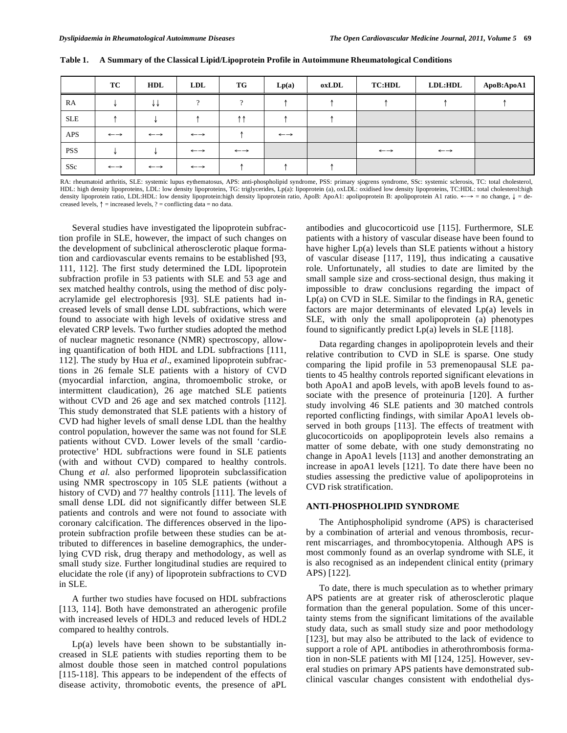**Table 1. A Summary of the Classical Lipid/Lipoprotein Profile in Autoimmune Rheumatological Conditions**

| | TC | HDL | LDL | TG | Lp(a) | oxLDL | TC:HDL | LDL:HDL | ApoB:ApoA1 |
|---|---|---|---|---|---|---|---|---|---|
| RA | ↓ | ↓↓ | ? | ? | ↑ | ↑ | ↑ | ↑ | ↑ |
| SLE | ↑ | ↓ | ↑ | ↑↑ | ↑ | ↑ | | | |
| APS | ←→ | ←→ | ←→ | ↑ | ←→ | | | | |
| PSS | ↓ | ↓ | ←→ | ←→ | | | ←→ | ←→ | |
| SSc | ←→ | ←→ | ←→ | ↑ | ↑ | ↑ | | | |

RA: rheumatoid arthritis, SLE: systemic lupus eythematosus, APS: anti-phospholipid syndrome, PSS: primary sjogrens syndrome, SSc: systemic sclerosis, TC: total cholesterol, HDL: high density lipoproteins, LDL: low density lipoproteins, TG: triglycerides, Lp(a): lipoprotein (a), oxLDL: oxidised low density lipoproteins, TC:HDL: total cholesterol:high density lipoprotein ratio, LDL:HDL: low density lipoprotein:high density lipoprotein ratio, ApoB: ApoA1: apolipoprotein B: apolipoprotein A1 ratio. ←→ = no change, ↓ = decreased levels, ↑ = increased levels, ? = conflicting data = no data.

Several studies have investigated the lipoprotein subfraction profile in SLE, however, the impact of such changes on the development of subclinical atherosclerotic plaque formation and cardiovascular events remains to be established [93, 111, 112]. The first study determined the LDL lipoprotein subfraction profile in 53 patients with SLE and 53 age and sex matched healthy controls, using the method of disc polyacrylamide gel electrophoresis [93]. SLE patients had increased levels of small dense LDL subfractions, which were found to associate with high levels of oxidative stress and elevated CRP levels. Two further studies adopted the method of nuclear magnetic resonance (NMR) spectroscopy, allowing quantification of both HDL and LDL subfractions [111, 112]. The study by Hua *et al*., examined lipoprotein subfractions in 26 female SLE patients with a history of CVD (myocardial infarction, angina, thromoembolic stroke, or intermittent claudication), 26 age matched SLE patients without CVD and 26 age and sex matched controls [112]. This study demonstrated that SLE patients with a history of CVD had higher levels of small dense LDL than the healthy control population, however the same was not found for SLE patients without CVD. Lower levels of the small 'cardioprotective' HDL subfractions were found in SLE patients (with and without CVD) compared to healthy controls. Chung *et al.* also performed lipoprotein subclassification using NMR spectroscopy in 105 SLE patients (without a history of CVD) and 77 healthy controls [111]. The levels of small dense LDL did not significantly differ between SLE patients and controls and were not found to associate with coronary calcification. The differences observed in the lipoprotein subfraction profile between these studies can be attributed to differences in baseline demographics, the underlying CVD risk, drug therapy and methodology, as well as small study size. Further longitudinal studies are required to elucidate the role (if any) of lipoprotein subfractions to CVD in SLE.

A further two studies have focused on HDL subfractions [113, 114]. Both have demonstrated an atherogenic profile with increased levels of HDL3 and reduced levels of HDL2 compared to healthy controls.

Lp(a) levels have been shown to be substantially increased in SLE patients with studies reporting them to be almost double those seen in matched control populations [115-118]. This appears to be independent of the effects of disease activity, thrombotic events, the presence of aPL antibodies and glucocorticoid use [115]. Furthermore, SLE patients with a history of vascular disease have been found to have higher Lp(a) levels than SLE patients without a history of vascular disease [117, 119], thus indicating a causative role. Unfortunately, all studies to date are limited by the small sample size and cross-sectional design, thus making it impossible to draw conclusions regarding the impact of Lp(a) on CVD in SLE. Similar to the findings in RA, genetic factors are major determinants of elevated Lp(a) levels in SLE, with only the small apolipoprotein (a) phenotypes found to significantly predict Lp(a) levels in SLE [118].

Data regarding changes in apolipoprotein levels and their relative contribution to CVD in SLE is sparse. One study comparing the lipid profile in 53 premenopausal SLE patients to 45 healthy controls reported significant elevations in both ApoA1 and apoB levels, with apoB levels found to associate with the presence of proteinuria [120]. A further study involving 46 SLE patients and 30 matched controls reported conflicting findings, with similar ApoA1 levels observed in both groups [113]. The effects of treatment with glucocorticoids on apoplipoprotein levels also remains a matter of some debate, with one study demonstrating no change in ApoA1 levels [113] and another demonstrating an increase in apoA1 levels [121]. To date there have been no studies assessing the predictive value of apolipoproteins in CVD risk stratification.

## ANTI-PHOSPHOLIPID SYNDROME

The Antiphospholipid syndrome (APS) is characterised by a combination of arterial and venous thrombosis, recurrent miscarriages, and thrombocytopenia. Although APS is most commonly found as an overlap syndrome with SLE, it is also recognised as an independent clinical entity (primary APS) [122].

To date, there is much speculation as to whether primary APS patients are at greater risk of atherosclerotic plaque formation than the general population. Some of this uncertainty stems from the significant limitations of the available study data, such as small study size and poor methodology [123], but may also be attributed to the lack of evidence to support a role of APL antibodies in atherothrombosis formation in non-SLE patients with MI [124, 125]. However, several studies on primary APS patients have demonstrated subclinical vascular changes consistent with endothelial dys-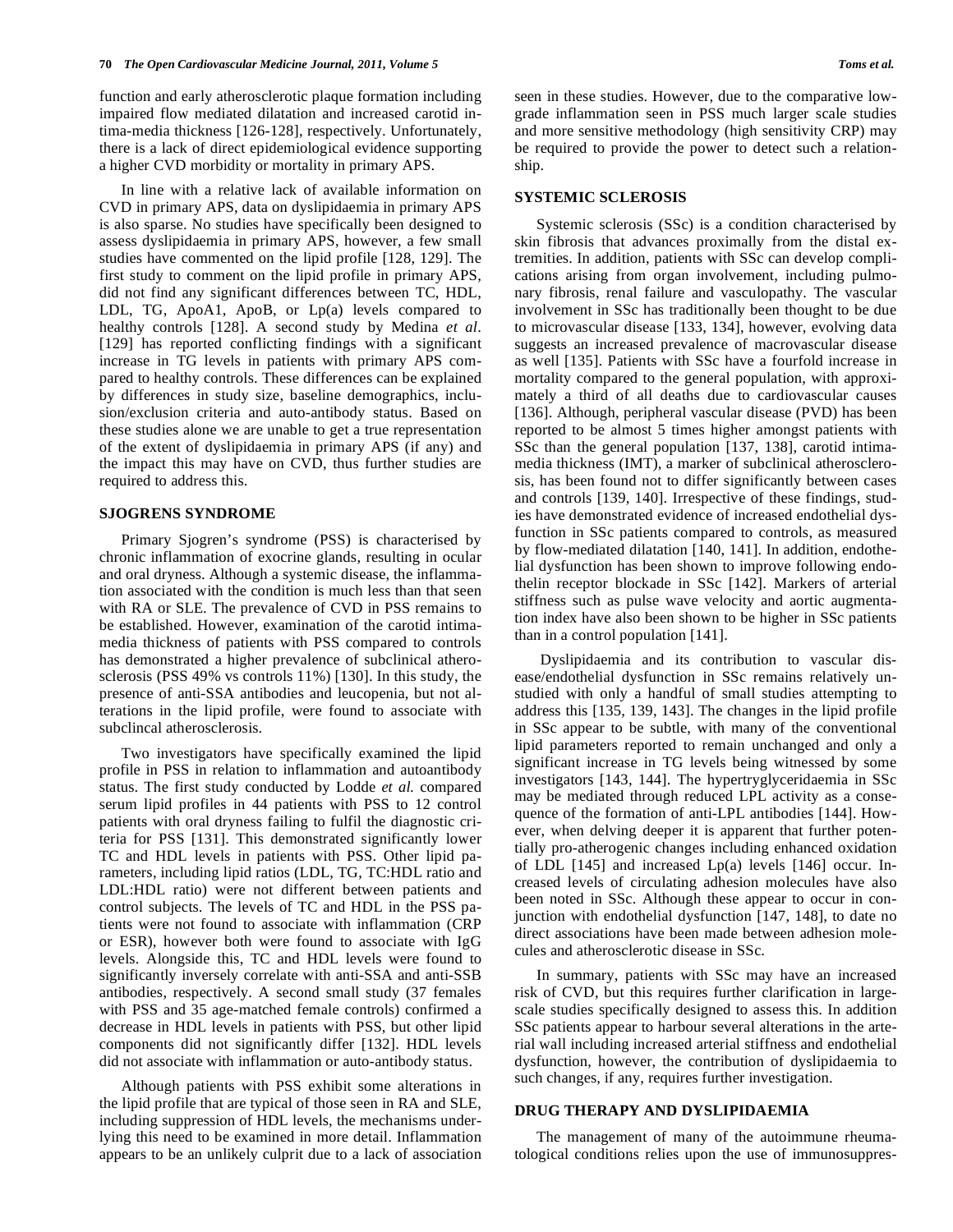function and early atherosclerotic plaque formation including impaired flow mediated dilatation and increased carotid intima-media thickness [126-128], respectively. Unfortunately, there is a lack of direct epidemiological evidence supporting a higher CVD morbidity or mortality in primary APS.

In line with a relative lack of available information on CVD in primary APS, data on dyslipidaemia in primary APS is also sparse. No studies have specifically been designed to assess dyslipidaemia in primary APS, however, a few small studies have commented on the lipid profile [128, 129]. The first study to comment on the lipid profile in primary APS, did not find any significant differences between TC, HDL, LDL, TG, ApoA1, ApoB, or Lp(a) levels compared to healthy controls [128]. A second study by Medina *et al*. [129] has reported conflicting findings with a significant increase in TG levels in patients with primary APS compared to healthy controls. These differences can be explained by differences in study size, baseline demographics, inclusion/exclusion criteria and auto-antibody status. Based on these studies alone we are unable to get a true representation of the extent of dyslipidaemia in primary APS (if any) and the impact this may have on CVD, thus further studies are required to address this.

## SJOGRENS SYNDROME

Primary Sjogren's syndrome (PSS) is characterised by chronic inflammation of exocrine glands, resulting in ocular and oral dryness. Although a systemic disease, the inflammation associated with the condition is much less than that seen with RA or SLE. The prevalence of CVD in PSS remains to be established. However, examination of the carotid intima-media thickness of patients with PSS compared to controls has demonstrated a higher prevalence of subclinical atherosclerosis (PSS 49% vs controls 11%) [130]. In this study, the presence of anti-SSA antibodies and leucopenia, but not alterations in the lipid profile, were found to associate with subclincal atherosclerosis.

Two investigators have specifically examined the lipid profile in PSS in relation to inflammation and autoantibody status. The first study conducted by Lodde *et al.* compared serum lipid profiles in 44 patients with PSS to 12 control patients with oral dryness failing to fulfil the diagnostic criteria for PSS [131]. This demonstrated significantly lower TC and HDL levels in patients with PSS. Other lipid parameters, including lipid ratios (LDL, TG, TC:HDL ratio and LDL:HDL ratio) were not different between patients and control subjects. The levels of TC and HDL in the PSS patients were not found to associate with inflammation (CRP or ESR), however both were found to associate with IgG levels. Alongside this, TC and HDL levels were found to significantly inversely correlate with anti-SSA and anti-SSB antibodies, respectively. A second small study (37 females with PSS and 35 age-matched female controls) confirmed a decrease in HDL levels in patients with PSS, but other lipid components did not significantly differ [132]. HDL levels did not associate with inflammation or auto-antibody status.

Although patients with PSS exhibit some alterations in the lipid profile that are typical of those seen in RA and SLE, including suppression of HDL levels, the mechanisms underlying this need to be examined in more detail. Inflammation appears to be an unlikely culprit due to a lack of association seen in these studies. However, due to the comparative low-grade inflammation seen in PSS much larger scale studies and more sensitive methodology (high sensitivity CRP) may be required to provide the power to detect such a relationship.

## SYSTEMIC SCLEROSIS

Systemic sclerosis (SSc) is a condition characterised by skin fibrosis that advances proximally from the distal extremities. In addition, patients with SSc can develop complications arising from organ involvement, including pulmonary fibrosis, renal failure and vasculopathy. The vascular involvement in SSc has traditionally been thought to be due to microvascular disease [133, 134], however, evolving data suggests an increased prevalence of macrovascular disease as well [135]. Patients with SSc have a fourfold increase in mortality compared to the general population, with approximately a third of all deaths due to cardiovascular causes [136]. Although, peripheral vascular disease (PVD) has been reported to be almost 5 times higher amongst patients with SSc than the general population [137, 138], carotid intima-media thickness (IMT), a marker of subclinical atherosclerosis, has been found not to differ significantly between cases and controls [139, 140]. Irrespective of these findings, studies have demonstrated evidence of increased endothelial dysfunction in SSc patients compared to controls, as measured by flow-mediated dilatation [140, 141]. In addition, endothelial dysfunction has been shown to improve following endothelin receptor blockade in SSc [142]. Markers of arterial stiffness such as pulse wave velocity and aortic augmentation index have also been shown to be higher in SSc patients than in a control population [141].

Dyslipidaemia and its contribution to vascular disease/endothelial dysfunction in SSc remains relatively unstudied with only a handful of small studies attempting to address this [135, 139, 143]. The changes in the lipid profile in SSc appear to be subtle, with many of the conventional lipid parameters reported to remain unchanged and only a significant increase in TG levels being witnessed by some investigators [143, 144]. The hypertryglyceridaemia in SSc may be mediated through reduced LPL activity as a consequence of the formation of anti-LPL antibodies [144]. However, when delving deeper it is apparent that further potentially pro-atherogenic changes including enhanced oxidation of LDL [145] and increased Lp(a) levels [146] occur. Increased levels of circulating adhesion molecules have also been noted in SSc. Although these appear to occur in conjunction with endothelial dysfunction [147, 148], to date no direct associations have been made between adhesion molecules and atherosclerotic disease in SSc.

In summary, patients with SSc may have an increased risk of CVD, but this requires further clarification in large-scale studies specifically designed to assess this. In addition SSc patients appear to harbour several alterations in the arterial wall including increased arterial stiffness and endothelial dysfunction, however, the contribution of dyslipidaemia to such changes, if any, requires further investigation.

## DRUG THERAPY AND DYSLIPIDAEMIA

The management of many of the autoimmune rheumatological conditions relies upon the use of immunosuppres-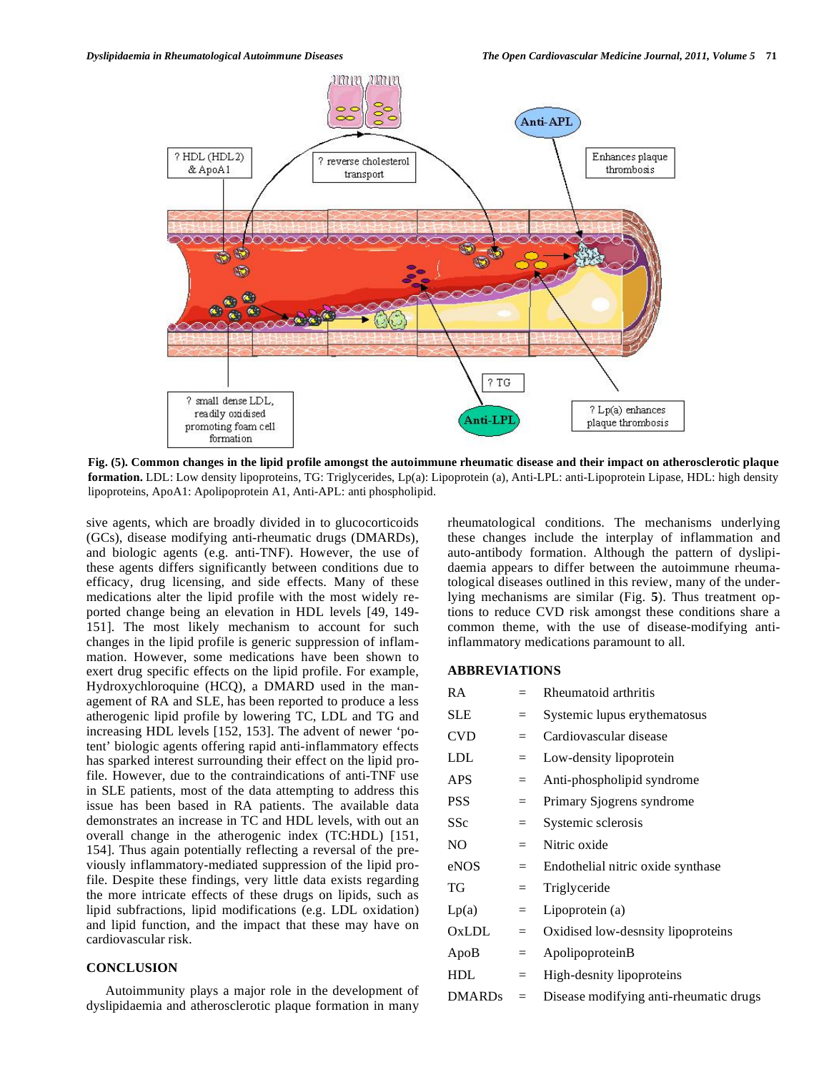**Fig. (5). Common changes in the lipid profile amongst the autoimmune rheumatic disease and their impact on atherosclerotic plaque formation.** LDL: Low density lipoproteins, TG: Triglycerides, Lp(a): Lipoprotein (a), Anti-LPL: anti-Lipoprotein Lipase, HDL: high density lipoproteins, ApoA1: Apolipoprotein A1, Anti-APL: anti phospholipid.

sive agents, which are broadly divided in to glucocorticoids (GCs), disease modifying anti-rheumatic drugs (DMARDs), and biologic agents (e.g. anti-TNF). However, the use of these agents differs significantly between conditions due to efficacy, drug licensing, and side effects. Many of these medications alter the lipid profile with the most widely reported change being an elevation in HDL levels [49, 149-151]. The most likely mechanism to account for such changes in the lipid profile is generic suppression of inflammation. However, some medications have been shown to exert drug specific effects on the lipid profile. For example, Hydroxychloroquine (HCQ), a DMARD used in the management of RA and SLE, has been reported to produce a less atherogenic lipid profile by lowering TC, LDL and TG and increasing HDL levels [152, 153]. The advent of newer 'potent' biologic agents offering rapid anti-inflammatory effects has sparked interest surrounding their effect on the lipid profile. However, due to the contraindications of anti-TNF use in SLE patients, most of the data attempting to address this issue has been based in RA patients. The available data demonstrates an increase in TC and HDL levels, with out an overall change in the atherogenic index (TC:HDL) [151, 154]. Thus again potentially reflecting a reversal of the previously inflammatory-mediated suppression of the lipid profile. Despite these findings, very little data exists regarding the more intricate effects of these drugs on lipids, such as lipid subfractions, lipid modifications (e.g. LDL oxidation) and lipid function, and the impact that these may have on cardiovascular risk.

## CONCLUSION

Autoimmunity plays a major role in the development of dyslipidaemia and atherosclerotic plaque formation in many rheumatological conditions. The mechanisms underlying these changes include the interplay of inflammation and auto-antibody formation. Although the pattern of dyslipidaemia appears to differ between the autoimmune rheumatological diseases outlined in this review, many of the underlying mechanisms are similar (Fig. **5**). Thus treatment options to reduce CVD risk amongst these conditions share a common theme, with the use of disease-modifying anti-inflammatory medications paramount to all.

## ABBREVIATIONS

| | | |
|---|---|---|
| RA | = | Rheumatoid arthritis |
| SLE | = | Systemic lupus erythematosus |
| CVD | = | Cardiovascular disease |
| LDL | = | Low-density lipoprotein |
| APS | = | Anti-phospholipid syndrome |
| PSS | = | Primary Sjogrens syndrome |
| SSc | = | Systemic sclerosis |
| NO | = | Nitric oxide |
| eNOS | = | Endothelial nitric oxide synthase |
| TG | = | Triglyceride |
| Lp(a) | = | Lipoprotein (a) |
| OxLDL | = | Oxidised low-desnsity lipoproteins |
| ApoB | = | ApolipoproteinB |
| HDL | = | High-desnity lipoproteins |
| DMARDs | = | Disease modifying anti-rheumatic drugs |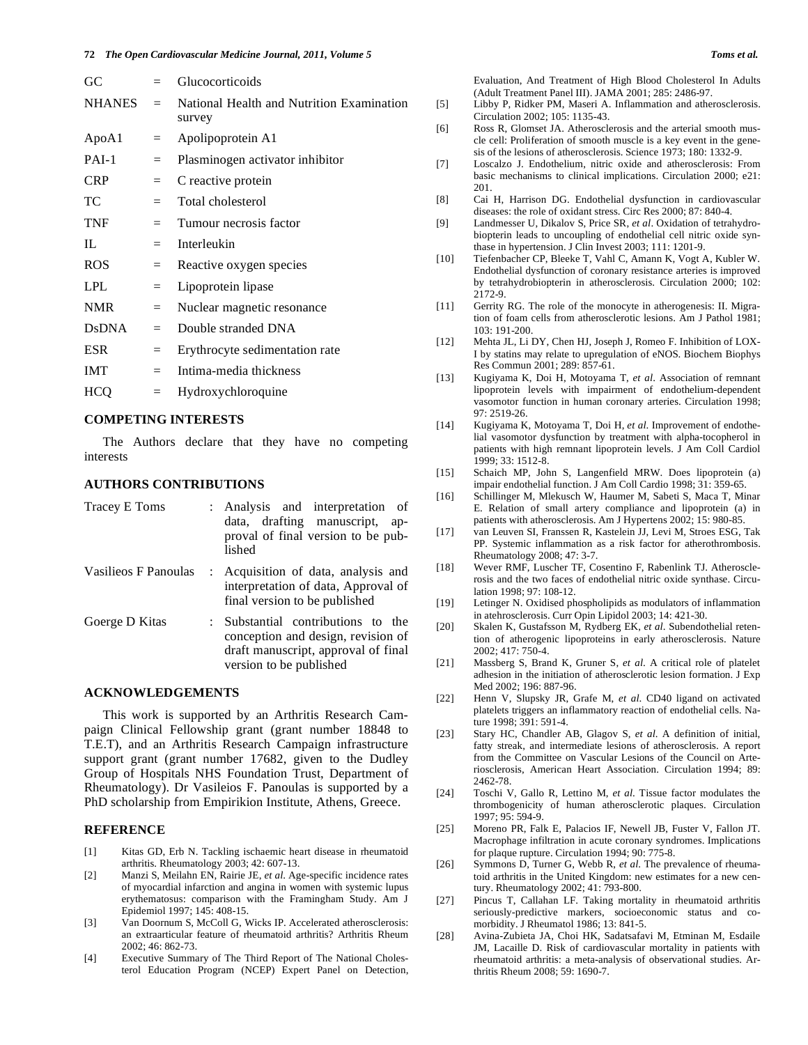| | | |
|---|---|---|
| GC | = | Glucocorticoids |
| NHANES | = | National Health and Nutrition Examination survey |
| ApoA1 | = | Apolipoprotein A1 |
| PAI-1 | = | Plasminogen activator inhibitor |
| CRP | = | C reactive protein |
| TC | = | Total cholesterol |
| TNF | = | Tumour necrosis factor |
| IL | = | Interleukin |
| ROS | = | Reactive oxygen species |
| LPL | = | Lipoprotein lipase |
| NMR | = | Nuclear magnetic resonance |
| DsDNA | = | Double stranded DNA |
| ESR | = | Erythrocyte sedimentation rate |
| IMT | = | Intima-media thickness |
| HCQ | = | Hydroxychloroquine |

## COMPETING INTERESTS

The Authors declare that they have no competing interests

## AUTHORS CONTRIBUTIONS

| | | |
|---|---|---|
| Tracey E Toms | : | Analysis and interpretation of data, drafting manuscript, approval of final version to be published |
| Vasilieos F Panoulas | : | Acquisition of data, analysis and interpretation of data, Approval of final version to be published |
| Goerge D Kitas | : | Substantial contributions to the conception and design, revision of draft manuscript, approval of final version to be published |

## ACKNOWLEDGEMENTS

This work is supported by an Arthritis Research Campaign Clinical Fellowship grant (grant number 18848 to T.E.T), and an Arthritis Research Campaign infrastructure support grant (grant number 17682, given to the Dudley Group of Hospitals NHS Foundation Trust, Department of Rheumatology). Dr Vasileios F. Panoulas is supported by a PhD scholarship from Empirikion Institute, Athens, Greece.

## REFERENCE

[1] Kitas GD, Erb N. Tackling ischaemic heart disease in rheumatoid arthritis. Rheumatology 2003; 42: 607-13.

[2] Manzi S, Meilahn EN, Rairie JE, *et al*. Age-specific incidence rates of myocardial infarction and angina in women with systemic lupus erythematosus: comparison with the Framingham Study. Am J Epidemiol 1997; 145: 408-15.

[3] Van Doornum S, McColl G, Wicks IP. Accelerated atherosclerosis: an extraarticular feature of rheumatoid arthritis? Arthritis Rheum 2002; 46: 862-73.

[4] Executive Summary of The Third Report of The National Cholesterol Education Program (NCEP) Expert Panel on Detection, Evaluation, And Treatment of High Blood Cholesterol In Adults (Adult Treatment Panel III). JAMA 2001; 285: 2486-97.

[5] Libby P, Ridker PM, Maseri A. Inflammation and atherosclerosis. Circulation 2002; 105: 1135-43.

[6] Ross R, Glomset JA. Atherosclerosis and the arterial smooth muscle cell: Proliferation of smooth muscle is a key event in the genesis of the lesions of atherosclerosis. Science 1973; 180: 1332-9.

[7] Loscalzo J. Endothelium, nitric oxide and atherosclerosis: From basic mechanisms to clinical implications. Circulation 2000; e21: 201.

[8] Cai H, Harrison DG. Endothelial dysfunction in cardiovascular diseases: the role of oxidant stress. Circ Res 2000; 87: 840-4.

[9] Landmesser U, Dikalov S, Price SR, *et al*. Oxidation of tetrahydrobiopterin leads to uncoupling of endothelial cell nitric oxide synthase in hypertension. J Clin Invest 2003; 111: 1201-9.

[10] Tiefenbacher CP, Bleeke T, Vahl C, Amann K, Vogt A, Kubler W. Endothelial dysfunction of coronary resistance arteries is improved by tetrahydrobiopterin in atherosclerosis. Circulation 2000; 102: 2172-9.

[11] Gerrity RG. The role of the monocyte in atherogenesis: II. Migration of foam cells from atherosclerotic lesions. Am J Pathol 1981; 103: 191-200.

[12] Mehta JL, Li DY, Chen HJ, Joseph J, Romeo F. Inhibition of LOX-I by statins may relate to upregulation of eNOS. Biochem Biophys Res Commun 2001; 289: 857-61.

[13] Kugiyama K, Doi H, Motoyama T, *et al*. Association of remnant lipoprotein levels with impairment of endothelium-dependent vasomotor function in human coronary arteries. Circulation 1998; 97: 2519-26.

[14] Kugiyama K, Motoyama T, Doi H, *et al.* Improvement of endothelial vasomotor dysfunction by treatment with alpha-tocopherol in patients with high remnant lipoprotein levels. J Am Coll Cardiol 1999; 33: 1512-8.

[15] Schaich MP, John S, Langenfield MRW. Does lipoprotein (a) impair endothelial function. J Am Coll Cardio 1998; 31: 359-65.

[16] Schillinger M, Mlekusch W, Haumer M, Sabeti S, Maca T, Minar E. Relation of small artery compliance and lipoprotein (a) in patients with atherosclerosis. Am J Hypertens 2002; 15: 980-85.

[17] van Leuven SI, Franssen R, Kastelein JJ, Levi M, Stroes ESG, Tak PP. Systemic inflammation as a risk factor for atherothrombosis. Rheumatology 2008; 47: 3-7.

[18] Wever RMF, Luscher TF, Cosentino F, Rabenlink TJ. Atherosclerosis and the two faces of endothelial nitric oxide synthase. Circulation 1998; 97: 108-12.

[19] Letinger N. Oxidised phospholipids as modulators of inflammation in atehrosclerosis. Curr Opin Lipidol 2003; 14: 421-30.

[20] Skalen K, Gustafsson M, Rydberg EK, *et al.* Subendothelial retention of atherogenic lipoproteins in early atherosclerosis. Nature 2002; 417: 750-4.

[21] Massberg S, Brand K, Gruner S, *et al.* A critical role of platelet adhesion in the initiation of atherosclerotic lesion formation. J Exp Med 2002; 196: 887-96.

[22] Henn V, Slupsky JR, Grafe M, *et al.* CD40 ligand on activated platelets triggers an inflammatory reaction of endothelial cells. Nature 1998; 391: 591-4.

[23] Stary HC, Chandler AB, Glagov S, *et al.* A definition of initial, fatty streak, and intermediate lesions of atherosclerosis. A report from the Committee on Vascular Lesions of the Council on Arteriosclerosis, American Heart Association. Circulation 1994; 89: 2462-78.

[24] Toschi V, Gallo R, Lettino M, *et al.* Tissue factor modulates the thrombogenicity of human atherosclerotic plaques. Circulation 1997; 95: 594-9.

[25] Moreno PR, Falk E, Palacios IF, Newell JB, Fuster V, Fallon JT. Macrophage infiltration in acute coronary syndromes. Implications for plaque rupture. Circulation 1994; 90: 775-8.

[26] Symmons D, Turner G, Webb R, *et al.* The prevalence of rheumatoid arthritis in the United Kingdom: new estimates for a new century. Rheumatology 2002; 41: 793-800.

[27] Pincus T, Callahan LF. Taking mortality in rheumatoid arthritis seriously-predictive markers, socioeconomic status and comorbidity. J Rheumatol 1986; 13: 841-5.

[28] Avina-Zubieta JA, Choi HK, Sadatsafavi M, Etminan M, Esdaile JM, Lacaille D. Risk of cardiovascular mortality in patients with rheumatoid arthritis: a meta-analysis of observational studies. Arthritis Rheum 2008; 59: 1690-7.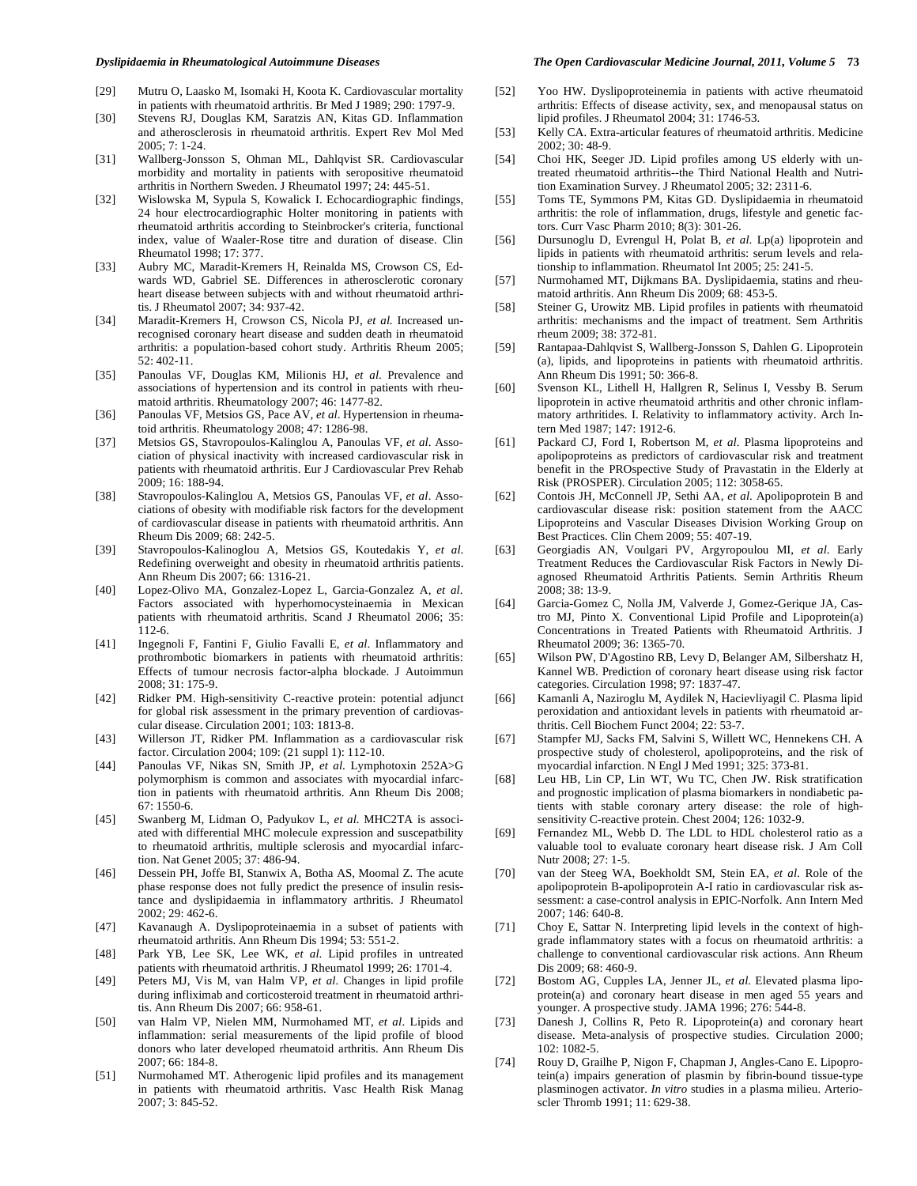[29] Mutru O, Laasko M, Isomaki H, Koota K. Cardiovascular mortality in patients with rheumatoid arthritis. Br Med J 1989; 290: 1797-9.

[30] Stevens RJ, Douglas KM, Saratzis AN, Kitas GD. Inflammation and atherosclerosis in rheumatoid arthritis. Expert Rev Mol Med 2005; 7: 1-24.

[31] Wallberg-Jonsson S, Ohman ML, Dahlqvist SR. Cardiovascular morbidity and mortality in patients with seropositive rheumatoid arthritis in Northern Sweden. J Rheumatol 1997; 24: 445-51.

[32] Wislowska M, Sypula S, Kowalick I. Echocardiographic findings, 24 hour electrocardiographic Holter monitoring in patients with rheumatoid arthritis according to Steinbrocker's criteria, functional index, value of Waaler-Rose titre and duration of disease. Clin Rheumatol 1998; 17: 377.

[33] Aubry MC, Maradit-Kremers H, Reinalda MS, Crowson CS, Edwards WD, Gabriel SE. Differences in atherosclerotic coronary heart disease between subjects with and without rheumatoid arthritis. J Rheumatol 2007; 34: 937-42.

[34] Maradit-Kremers H, Crowson CS, Nicola PJ, *et al.* Increased unrecognised coronary heart disease and sudden death in rheumatoid arthritis: a population-based cohort study. Arthritis Rheum 2005; 52: 402-11.

[35] Panoulas VF, Douglas KM, Milionis HJ, *et al.* Prevalence and associations of hypertension and its control in patients with rheumatoid arthritis. Rheumatology 2007; 46: 1477-82.

[36] Panoulas VF, Metsios GS, Pace AV, *et al*. Hypertension in rheumatoid arthritis. Rheumatology 2008; 47: 1286-98.

[37] Metsios GS, Stavropoulos-Kalinglou A, Panoulas VF, *et al*. Association of physical inactivity with increased cardiovascular risk in patients with rheumatoid arthritis. Eur J Cardiovascular Prev Rehab 2009; 16: 188-94.

[38] Stavropoulos-Kalinglou A, Metsios GS, Panoulas VF, *et al*. Associations of obesity with modifiable risk factors for the development of cardiovascular disease in patients with rheumatoid arthritis. Ann Rheum Dis 2009; 68: 242-5.

[39] Stavropoulos-Kalinoglou A, Metsios GS, Koutedakis Y, *et al.* Redefining overweight and obesity in rheumatoid arthritis patients. Ann Rheum Dis 2007; 66: 1316-21.

[40] Lopez-Olivo MA, Gonzalez-Lopez L, Garcia-Gonzalez A, *et al*. Factors associated with hyperhomocysteinaemia in Mexican patients with rheumatoid arthritis. Scand J Rheumatol 2006; 35: 112-6.

[41] Ingegnoli F, Fantini F, Giulio Favalli E, *et al.* Inflammatory and prothrombotic biomarkers in patients with rheumatoid arthritis: Effects of tumour necrosis factor-alpha blockade. J Autoimmun 2008; 31: 175-9.

[42] Ridker PM. High-sensitivity C-reactive protein: potential adjunct for global risk assessment in the primary prevention of cardiovascular disease. Circulation 2001; 103: 1813-8.

[43] Willerson JT, Ridker PM. Inflammation as a cardiovascular risk factor. Circulation 2004; 109: (21 suppl 1): 112-10.

[44] Panoulas VF, Nikas SN, Smith JP, *et al.* Lymphotoxin 252A>G polymorphism is common and associates with myocardial infarction in patients with rheumatoid arthritis. Ann Rheum Dis 2008; 67: 1550-6.

[45] Swanberg M, Lidman O, Padyukov L, *et al.* MHC2TA is associated with differential MHC molecule expression and suscepatbility to rheumatoid arthritis, multiple sclerosis and myocardial infarction. Nat Genet 2005; 37: 486-94.

[46] Dessein PH, Joffe BI, Stanwix A, Botha AS, Moomal Z. The acute phase response does not fully predict the presence of insulin resistance and dyslipidaemia in inflammatory arthritis. J Rheumatol 2002; 29: 462-6.

[47] Kavanaugh A. Dyslipoproteinaemia in a subset of patients with rheumatoid arthritis. Ann Rheum Dis 1994; 53: 551-2.

[48] Park YB, Lee SK, Lee WK, *et al.* Lipid profiles in untreated patients with rheumatoid arthritis. J Rheumatol 1999; 26: 1701-4.

[49] Peters MJ, Vis M, van Halm VP, *et al.* Changes in lipid profile during infliximab and corticosteroid treatment in rheumatoid arthritis. Ann Rheum Dis 2007; 66: 958-61.

[50] van Halm VP, Nielen MM, Nurmohamed MT, *et al*. Lipids and inflammation: serial measurements of the lipid profile of blood donors who later developed rheumatoid arthritis. Ann Rheum Dis 2007; 66: 184-8.

[51] Nurmohamed MT. Atherogenic lipid profiles and its management in patients with rheumatoid arthritis. Vasc Health Risk Manag 2007; 3: 845-52.

[52] Yoo HW. Dyslipoproteinemia in patients with active rheumatoid arthritis: Effects of disease activity, sex, and menopausal status on lipid profiles. J Rheumatol 2004; 31: 1746-53.

[53] Kelly CA. Extra-articular features of rheumatoid arthritis. Medicine 2002; 30: 48-9.

[54] Choi HK, Seeger JD. Lipid profiles among US elderly with untreated rheumatoid arthritis--the Third National Health and Nutrition Examination Survey. J Rheumatol 2005; 32: 2311-6.

[55] Toms TE, Symmons PM, Kitas GD. Dyslipidaemia in rheumatoid arthritis: the role of inflammation, drugs, lifestyle and genetic factors. Curr Vasc Pharm 2010; 8(3): 301-26.

[56] Dursunoglu D, Evrengul H, Polat B, *et al.* Lp(a) lipoprotein and lipids in patients with rheumatoid arthritis: serum levels and relationship to inflammation. Rheumatol Int 2005; 25: 241-5.

[57] Nurmohamed MT, Dijkmans BA. Dyslipidaemia, statins and rheumatoid arthritis. Ann Rheum Dis 2009; 68: 453-5.

[58] Steiner G, Urowitz MB. Lipid profiles in patients with rheumatoid arthritis: mechanisms and the impact of treatment. Sem Arthritis rheum 2009; 38: 372-81.

[59] Rantapaa-Dahlqvist S, Wallberg-Jonsson S, Dahlen G. Lipoprotein (a), lipids, and lipoproteins in patients with rheumatoid arthritis. Ann Rheum Dis 1991; 50: 366-8.

[60] Svenson KL, Lithell H, Hallgren R, Selinus I, Vessby B. Serum lipoprotein in active rheumatoid arthritis and other chronic inflammatory arthritides. I. Relativity to inflammatory activity. Arch Intern Med 1987; 147: 1912-6.

[61] Packard CJ, Ford I, Robertson M, *et al*. Plasma lipoproteins and apolipoproteins as predictors of cardiovascular risk and treatment benefit in the PROspective Study of Pravastatin in the Elderly at Risk (PROSPER). Circulation 2005; 112: 3058-65.

[62] Contois JH, McConnell JP, Sethi AA, *et al.* Apolipoprotein B and cardiovascular disease risk: position statement from the AACC Lipoproteins and Vascular Diseases Division Working Group on Best Practices. Clin Chem 2009; 55: 407-19.

[63] Georgiadis AN, Voulgari PV, Argyropoulou MI, *et al.* Early Treatment Reduces the Cardiovascular Risk Factors in Newly Diagnosed Rheumatoid Arthritis Patients. Semin Arthritis Rheum 2008; 38: 13-9.

[64] Garcia-Gomez C, Nolla JM, Valverde J, Gomez-Gerique JA, Castro MJ, Pinto X. Conventional Lipid Profile and Lipoprotein(a) Concentrations in Treated Patients with Rheumatoid Arthritis. J Rheumatol 2009; 36: 1365-70.

[65] Wilson PW, D'Agostino RB, Levy D, Belanger AM, Silbershatz H, Kannel WB. Prediction of coronary heart disease using risk factor categories. Circulation 1998; 97: 1837-47.

[66] Kamanli A, Naziroglu M, Aydilek N, Hacievliyagil C. Plasma lipid peroxidation and antioxidant levels in patients with rheumatoid arthritis. Cell Biochem Funct 2004; 22: 53-7.

[67] Stampfer MJ, Sacks FM, Salvini S, Willett WC, Hennekens CH. A prospective study of cholesterol, apolipoproteins, and the risk of myocardial infarction. N Engl J Med 1991; 325: 373-81.

[68] Leu HB, Lin CP, Lin WT, Wu TC, Chen JW. Risk stratification and prognostic implication of plasma biomarkers in nondiabetic patients with stable coronary artery disease: the role of high-sensitivity C-reactive protein. Chest 2004; 126: 1032-9.

[69] Fernandez ML, Webb D. The LDL to HDL cholesterol ratio as a valuable tool to evaluate coronary heart disease risk. J Am Coll Nutr 2008; 27: 1-5.

[70] van der Steeg WA, Boekholdt SM, Stein EA, *et al.* Role of the apolipoprotein B-apolipoprotein A-I ratio in cardiovascular risk assessment: a case-control analysis in EPIC-Norfolk. Ann Intern Med 2007; 146: 640-8.

[71] Choy E, Sattar N. Interpreting lipid levels in the context of high-grade inflammatory states with a focus on rheumatoid arthritis: a challenge to conventional cardiovascular risk actions. Ann Rheum Dis 2009; 68: 460-9.

[72] Bostom AG, Cupples LA, Jenner JL, *et al.* Elevated plasma lipoprotein(a) and coronary heart disease in men aged 55 years and younger. A prospective study. JAMA 1996; 276: 544-8.

[73] Danesh J, Collins R, Peto R. Lipoprotein(a) and coronary heart disease. Meta-analysis of prospective studies. Circulation 2000; 102: 1082-5.

[74] Rouy D, Grailhe P, Nigon F, Chapman J, Angles-Cano E. Lipoprotein(a) impairs generation of plasmin by fibrin-bound tissue-type plasminogen activator. *In vitro* studies in a plasma milieu. Arterioscler Thromb 1991; 11: 629-38.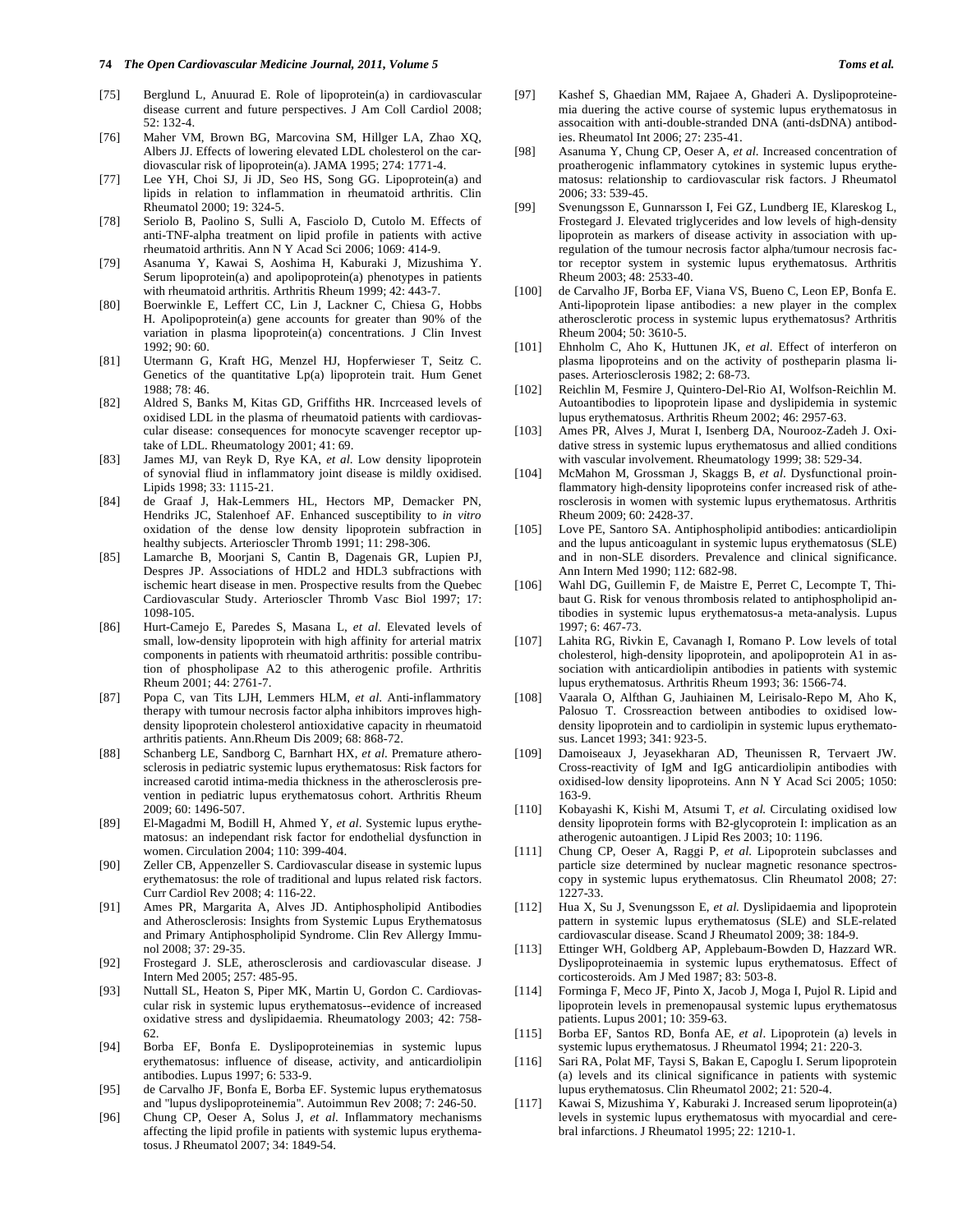[75] Berglund L, Anuurad E. Role of lipoprotein(a) in cardiovascular disease current and future perspectives. J Am Coll Cardiol 2008; 52: 132-4.

[76] Maher VM, Brown BG, Marcovina SM, Hillger LA, Zhao XQ, Albers JJ. Effects of lowering elevated LDL cholesterol on the cardiovascular risk of lipoprotein(a). JAMA 1995; 274: 1771-4.

[77] Lee YH, Choi SJ, Ji JD, Seo HS, Song GG. Lipoprotein(a) and lipids in relation to inflammation in rheumatoid arthritis. Clin Rheumatol 2000; 19: 324-5.

[78] Seriolo B, Paolino S, Sulli A, Fasciolo D, Cutolo M. Effects of anti-TNF-alpha treatment on lipid profile in patients with active rheumatoid arthritis. Ann N Y Acad Sci 2006; 1069: 414-9.

[79] Asanuma Y, Kawai S, Aoshima H, Kaburaki J, Mizushima Y. Serum lipoprotein(a) and apolipoprotein(a) phenotypes in patients with rheumatoid arthritis. Arthritis Rheum 1999; 42: 443-7.

[80] Boerwinkle E, Leffert CC, Lin J, Lackner C, Chiesa G, Hobbs H. Apolipoprotein(a) gene accounts for greater than 90% of the variation in plasma lipoprotein(a) concentrations. J Clin Invest 1992; 90: 60.

[81] Utermann G, Kraft HG, Menzel HJ, Hopferwieser T, Seitz C. Genetics of the quantitative Lp(a) lipoprotein trait. Hum Genet 1988; 78: 46.

[82] Aldred S, Banks M, Kitas GD, Griffiths HR. Incrceased levels of oxidised LDL in the plasma of rheumatoid patients with cardiovascular disease: consequences for monocyte scavenger receptor uptake of LDL. Rheumatology 2001; 41: 69.

[83] James MJ, van Reyk D, Rye KA, *et al.* Low density lipoprotein of synovial fliud in inflammatory joint disease is mildly oxidised. Lipids 1998; 33: 1115-21.

[84] de Graaf J, Hak-Lemmers HL, Hectors MP, Demacker PN, Hendriks JC, Stalenhoef AF. Enhanced susceptibility to *in vitro* oxidation of the dense low density lipoprotein subfraction in healthy subjects. Arterioscler Thromb 1991; 11: 298-306.

[85] Lamarche B, Moorjani S, Cantin B, Dagenais GR, Lupien PJ, Despres JP. Associations of HDL2 and HDL3 subfractions with ischemic heart disease in men. Prospective results from the Quebec Cardiovascular Study. Arterioscler Thromb Vasc Biol 1997; 17: 1098-105.

[86] Hurt-Camejo E, Paredes S, Masana L, *et al.* Elevated levels of small, low-density lipoprotein with high affinity for arterial matrix components in patients with rheumatoid arthritis: possible contribution of phospholipase A2 to this atherogenic profile. Arthritis Rheum 2001; 44: 2761-7.

[87] Popa C, van Tits LJH, Lemmers HLM, *et al.* Anti-inflammatory therapy with tumour necrosis factor alpha inhibitors improves high-density lipoprotein cholesterol antioxidative capacity in rheumatoid arthritis patients. Ann.Rheum Dis 2009; 68: 868-72.

[88] Schanberg LE, Sandborg C, Barnhart HX, *et al.* Premature atherosclerosis in pediatric systemic lupus erythematosus: Risk factors for increased carotid intima-media thickness in the atherosclerosis prevention in pediatric lupus erythematosus cohort. Arthritis Rheum 2009; 60: 1496-507.

[89] El-Magadmi M, Bodill H, Ahmed Y, *et al.* Systemic lupus erythematosus: an independant risk factor for endothelial dysfunction in women. Circulation 2004; 110: 399-404.

[90] Zeller CB, Appenzeller S. Cardiovascular disease in systemic lupus erythematosus: the role of traditional and lupus related risk factors. Curr Cardiol Rev 2008; 4: 116-22.

[91] Ames PR, Margarita A, Alves JD. Antiphospholipid Antibodies and Atherosclerosis: Insights from Systemic Lupus Erythematosus and Primary Antiphospholipid Syndrome. Clin Rev Allergy Immunol 2008; 37: 29-35.

[92] Frostegard J. SLE, atherosclerosis and cardiovascular disease. J Intern Med 2005; 257: 485-95.

[93] Nuttall SL, Heaton S, Piper MK, Martin U, Gordon C. Cardiovascular risk in systemic lupus erythematosus--evidence of increased oxidative stress and dyslipidaemia. Rheumatology 2003; 42: 758-62.

[94] Borba EF, Bonfa E. Dyslipoproteinemias in systemic lupus erythematosus: influence of disease, activity, and anticardiolipin antibodies. Lupus 1997; 6: 533-9.

[95] de Carvalho JF, Bonfa E, Borba EF. Systemic lupus erythematosus and "lupus dyslipoproteinemia". Autoimmun Rev 2008; 7: 246-50.

[96] Chung CP, Oeser A, Solus J, *et al.* Inflammatory mechanisms affecting the lipid profile in patients with systemic lupus erythematosus. J Rheumatol 2007; 34: 1849-54.

[97] Kashef S, Ghaedian MM, Rajaee A, Ghaderi A. Dyslipoproteinemia duering the active course of systemic lupus erythematosus in assocaition with anti-double-stranded DNA (anti-dsDNA) antibodies. Rheumatol Int 2006; 27: 235-41.

[98] Asanuma Y, Chung CP, Oeser A, *et al.* Increased concentration of proatherogenic inflammatory cytokines in systemic lupus erythematosus: relationship to cardiovascular risk factors. J Rheumatol 2006; 33: 539-45.

[99] Svenungsson E, Gunnarsson I, Fei GZ, Lundberg IE, Klareskog L, Frostegard J. Elevated triglycerides and low levels of high-density lipoprotein as markers of disease activity in association with upregulation of the tumour necrosis factor alpha/tumour necrosis factor receptor system in systemic lupus erythematosus. Arthritis Rheum 2003; 48: 2533-40.

[100] de Carvalho JF, Borba EF, Viana VS, Bueno C, Leon EP, Bonfa E. Anti-lipoprotein lipase antibodies: a new player in the complex atherosclerotic process in systemic lupus erythematosus? Arthritis Rheum 2004; 50: 3610-5.

[101] Ehnholm C, Aho K, Huttunen JK, *et al.* Effect of interferon on plasma lipoproteins and on the activity of postheparin plasma lipases. Arteriosclerosis 1982; 2: 68-73.

[102] Reichlin M, Fesmire J, Quintero-Del-Rio AI, Wolfson-Reichlin M. Autoantibodies to lipoprotein lipase and dyslipidemia in systemic lupus erythematosus. Arthritis Rheum 2002; 46: 2957-63.

[103] Ames PR, Alves J, Murat I, Isenberg DA, Nourooz-Zadeh J. Oxidative stress in systemic lupus erythematosus and allied conditions with vascular involvement. Rheumatology 1999; 38: 529-34.

[104] McMahon M, Grossman J, Skaggs B, *et al.* Dysfunctional proinflammatory high-density lipoproteins confer increased risk of atherosclerosis in women with systemic lupus erythematosus. Arthritis Rheum 2009; 60: 2428-37.

[105] Love PE, Santoro SA. Antiphospholipid antibodies: anticardiolipin and the lupus anticoagulant in systemic lupus erythematosus (SLE) and in non-SLE disorders. Prevalence and clinical significance. Ann Intern Med 1990; 112: 682-98.

[106] Wahl DG, Guillemin F, de Maistre E, Perret C, Lecompte T, Thibaut G. Risk for venous thrombosis related to antiphospholipid antibodies in systemic lupus erythematosus-a meta-analysis. Lupus 1997; 6: 467-73.

[107] Lahita RG, Rivkin E, Cavanagh I, Romano P. Low levels of total cholesterol, high-density lipoprotein, and apolipoprotein A1 in association with anticardiolipin antibodies in patients with systemic lupus erythematosus. Arthritis Rheum 1993; 36: 1566-74.

[108] Vaarala O, Alfthan G, Jauhiainen M, Leirisalo-Repo M, Aho K, Palosuo T. Crossreaction between antibodies to oxidised low-density lipoprotein and to cardiolipin in systemic lupus erythematosus. Lancet 1993; 341: 923-5.

[109] Damoiseaux J, Jeyasekharan AD, Theunissen R, Tervaert JW. Cross-reactivity of IgM and IgG anticardiolipin antibodies with oxidised-low density lipoproteins. Ann N Y Acad Sci 2005; 1050: 163-9.

[110] Kobayashi K, Kishi M, Atsumi T, *et al.* Circulating oxidised low density lipoprotein forms with B2-glycoprotein I: implication as an atherogenic autoantigen. J Lipid Res 2003; 10: 1196.

[111] Chung CP, Oeser A, Raggi P, *et al.* Lipoprotein subclasses and particle size determined by nuclear magnetic resonance spectroscopy in systemic lupus erythematosus. Clin Rheumatol 2008; 27: 1227-33.

[112] Hua X, Su J, Svenungsson E, *et al.* Dyslipidaemia and lipoprotein pattern in systemic lupus erythematosus (SLE) and SLE-related cardiovascular disease. Scand J Rheumatol 2009; 38: 184-9.

[113] Ettinger WH, Goldberg AP, Applebaum-Bowden D, Hazzard WR. Dyslipoproteinaemia in systemic lupus erythematosus. Effect of corticosteroids. Am J Med 1987; 83: 503-8.

[114] Forminga F, Meco JF, Pinto X, Jacob J, Moga I, Pujol R. Lipid and lipoprotein levels in premenopausal systemic lupus erythematosus patients. Lupus 2001; 10: 359-63.

[115] Borba EF, Santos RD, Bonfa AE, *et al*. Lipoprotein (a) levels in systemic lupus erythematosus. J Rheumatol 1994; 21: 220-3.

[116] Sari RA, Polat MF, Taysi S, Bakan E, Capoglu I. Serum lipoprotein (a) levels and its clinical significance in patients with systemic lupus erythematosus. Clin Rheumatol 2002; 21: 520-4.

[117] Kawai S, Mizushima Y, Kaburaki J. Increased serum lipoprotein(a) levels in systemic lupus erythematosus with myocardial and cerebral infarctions. J Rheumatol 1995; 22: 1210-1.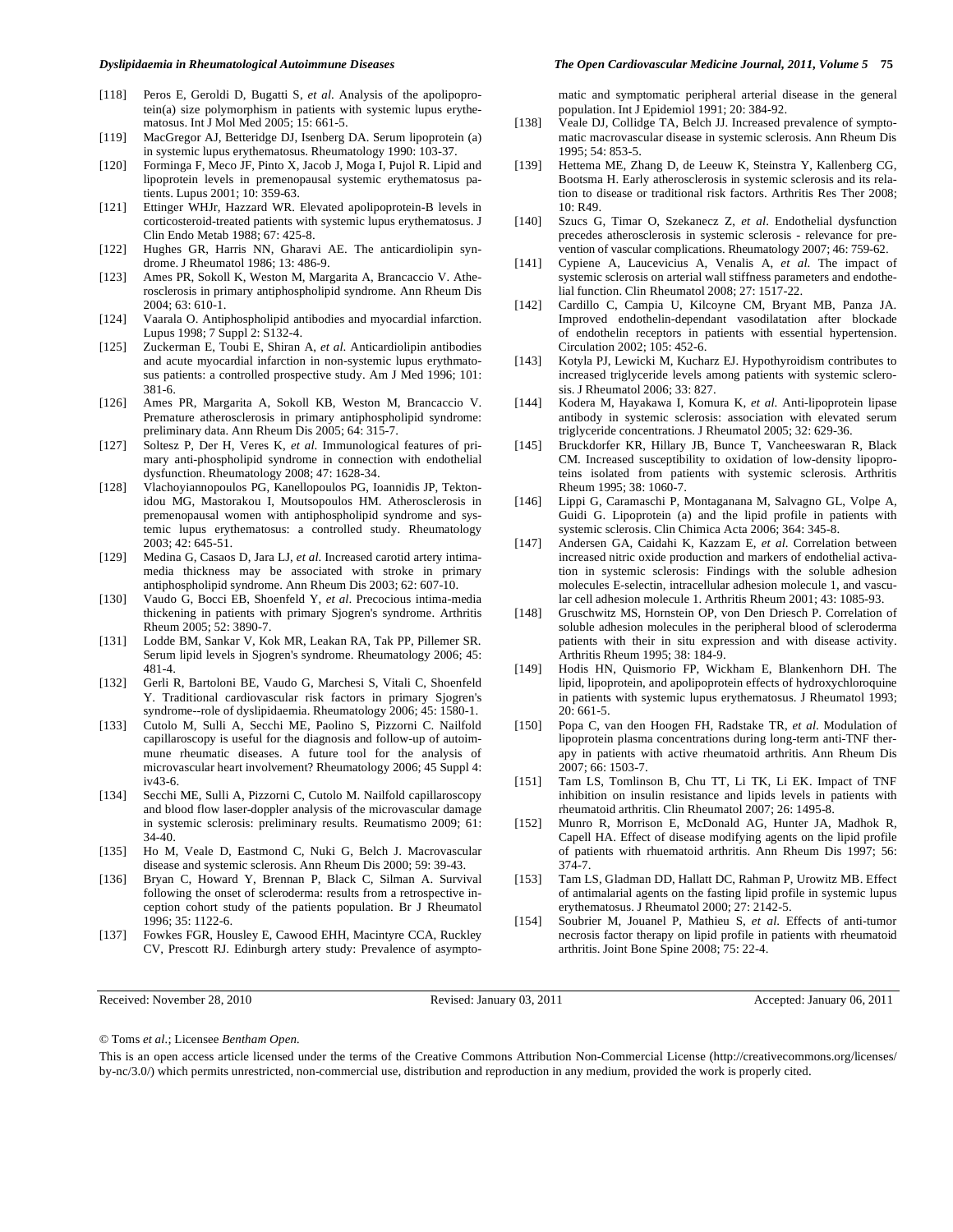[118] Peros E, Geroldi D, Bugatti S, *et al*. Analysis of the apolipoprotein(a) size polymorphism in patients with systemic lupus erythematosus. Int J Mol Med 2005; 15: 661-5.

[119] MacGregor AJ, Betteridge DJ, Isenberg DA. Serum lipoprotein (a) in systemic lupus erythematosus. Rheumatology 1990: 103-37.

[120] Forminga F, Meco JF, Pinto X, Jacob J, Moga I, Pujol R. Lipid and lipoprotein levels in premenopausal systemic erythematosus patients. Lupus 2001; 10: 359-63.

[121] Ettinger WHJr, Hazzard WR. Elevated apolipoprotein-B levels in corticosteroid-treated patients with systemic lupus erythematosus. J Clin Endo Metab 1988; 67: 425-8.

[122] Hughes GR, Harris NN, Gharavi AE. The anticardiolipin syndrome. J Rheumatol 1986; 13: 486-9.

[123] Ames PR, Sokoll K, Weston M, Margarita A, Brancaccio V. Atherosclerosis in primary antiphospholipid syndrome. Ann Rheum Dis 2004; 63: 610-1.

[124] Vaarala O. Antiphospholipid antibodies and myocardial infarction. Lupus 1998; 7 Suppl 2: S132-4.

[125] Zuckerman E, Toubi E, Shiran A, *et al*. Anticardiolipin antibodies and acute myocardial infarction in non-systemic lupus erythmatosus patients: a controlled prospective study. Am J Med 1996; 101: 381-6.

[126] Ames PR, Margarita A, Sokoll KB, Weston M, Brancaccio V. Premature atherosclerosis in primary antiphospholipid syndrome: preliminary data. Ann Rheum Dis 2005; 64: 315-7.

[127] Soltesz P, Der H, Veres K, *et al*. Immunological features of primary anti-phospholipid syndrome in connection with endothelial dysfunction. Rheumatology 2008; 47: 1628-34.

[128] Vlachoyiannopoulos PG, Kanellopoulos PG, Ioannidis JP, Tektonidou MG, Mastorakou I, Moutsopoulos HM. Atherosclerosis in premenopausal women with antiphospholipid syndrome and systemic lupus erythematosus: a controlled study. Rheumatology 2003; 42: 645-51.

[129] Medina G, Casaos D, Jara LJ, *et al*. Increased carotid artery intima-media thickness may be associated with stroke in primary antiphospholipid syndrome. Ann Rheum Dis 2003; 62: 607-10.

[130] Vaudo G, Bocci EB, Shoenfeld Y, *et al*. Precocious intima-media thickening in patients with primary Sjogren's syndrome. Arthritis Rheum 2005; 52: 3890-7.

[131] Lodde BM, Sankar V, Kok MR, Leakan RA, Tak PP, Pillemer SR. Serum lipid levels in Sjogren's syndrome. Rheumatology 2006; 45: 481-4.

[132] Gerli R, Bartoloni BE, Vaudo G, Marchesi S, Vitali C, Shoenfeld Y. Traditional cardiovascular risk factors in primary Sjogren's syndrome--role of dyslipidaemia. Rheumatology 2006; 45: 1580-1.

[133] Cutolo M, Sulli A, Secchi ME, Paolino S, Pizzorni C. Nailfold capillaroscopy is useful for the diagnosis and follow-up of autoimmune rheumatic diseases. A future tool for the analysis of microvascular heart involvement? Rheumatology 2006; 45 Suppl 4: iv43-6.

[134] Secchi ME, Sulli A, Pizzorni C, Cutolo M. Nailfold capillaroscopy and blood flow laser-doppler analysis of the microvascular damage in systemic sclerosis: preliminary results. Reumatismo 2009; 61: 34-40.

[135] Ho M, Veale D, Eastmond C, Nuki G, Belch J. Macrovascular disease and systemic sclerosis. Ann Rheum Dis 2000; 59: 39-43.

[136] Bryan C, Howard Y, Brennan P, Black C, Silman A. Survival following the onset of scleroderma: results from a retrospective inception cohort study of the patients population. Br J Rheumatol 1996; 35: 1122-6.

[137] Fowkes FGR, Housley E, Cawood EHH, Macintyre CCA, Ruckley CV, Prescott RJ. Edinburgh artery study: Prevalence of asymptomatic and symptomatic peripheral arterial disease in the general population. Int J Epidemiol 1991; 20: 384-92.

[138] Veale DJ, Collidge TA, Belch JJ. Increased prevalence of symptomatic macrovascular disease in systemic sclerosis. Ann Rheum Dis 1995; 54: 853-5.

[139] Hettema ME, Zhang D, de Leeuw K, Steinstra Y, Kallenberg CG, Bootsma H. Early atherosclerosis in systemic sclerosis and its relation to disease or traditional risk factors. Arthritis Res Ther 2008; 10: R49.

[140] Szucs G, Timar O, Szekanecz Z, *et al*. Endothelial dysfunction precedes atherosclerosis in systemic sclerosis - relevance for prevention of vascular complications. Rheumatology 2007; 46: 759-62.

[141] Cypiene A, Laucevicius A, Venalis A, *et al*. The impact of systemic sclerosis on arterial wall stiffness parameters and endothelial function. Clin Rheumatol 2008; 27: 1517-22.

[142] Cardillo C, Campia U, Kilcoyne CM, Bryant MB, Panza JA. Improved endothelin-dependant vasodilatation after blockade of endothelin receptors in patients with essential hypertension. Circulation 2002; 105: 452-6.

[143] Kotyla PJ, Lewicki M, Kucharz EJ. Hypothyroidism contributes to increased triglyceride levels among patients with systemic sclerosis. J Rheumatol 2006; 33: 827.

[144] Kodera M, Hayakawa I, Komura K, *et al*. Anti-lipoprotein lipase antibody in systemic sclerosis: association with elevated serum triglyceride concentrations. J Rheumatol 2005; 32: 629-36.

[145] Bruckdorfer KR, Hillary JB, Bunce T, Vancheeswaran R, Black CM. Increased susceptibility to oxidation of low-density lipoproteins isolated from patients with systemic sclerosis. Arthritis Rheum 1995; 38: 1060-7.

[146] Lippi G, Caramaschi P, Montaganana M, Salvagno GL, Volpe A, Guidi G. Lipoprotein (a) and the lipid profile in patients with systemic sclerosis. Clin Chimica Acta 2006; 364: 345-8.

[147] Andersen GA, Caidahi K, Kazzam E, *et al*. Correlation between increased nitric oxide production and markers of endothelial activation in systemic sclerosis: Findings with the soluble adhesion molecules E-selectin, intracellular adhesion molecule 1, and vascular cell adhesion molecule 1. Arthritis Rheum 2001; 43: 1085-93.

[148] Gruschwitz MS, Hornstein OP, von Den Driesch P. Correlation of soluble adhesion molecules in the peripheral blood of scleroderma patients with their in situ expression and with disease activity. Arthritis Rheum 1995; 38: 184-9.

[149] Hodis HN, Quismorio FP, Wickham E, Blankenhorn DH. The lipid, lipoprotein, and apolipoprotein effects of hydroxychloroquine in patients with systemic lupus erythematosus. J Rheumatol 1993; 20: 661-5.

[150] Popa C, van den Hoogen FH, Radstake TR, *et al*. Modulation of lipoprotein plasma concentrations during long-term anti-TNF therapy in patients with active rheumatoid arthritis. Ann Rheum Dis 2007; 66: 1503-7.

[151] Tam LS, Tomlinson B, Chu TT, Li TK, Li EK. Impact of TNF inhibition on insulin resistance and lipids levels in patients with rheumatoid arthritis. Clin Rheumatol 2007; 26: 1495-8.

[152] Munro R, Morrison E, McDonald AG, Hunter JA, Madhok R, Capell HA. Effect of disease modifying agents on the lipid profile of patients with rhuematoid arthritis. Ann Rheum Dis 1997; 56: 374-7.

[153] Tam LS, Gladman DD, Hallatt DC, Rahman P, Urowitz MB. Effect of antimalarial agents on the fasting lipid profile in systemic lupus erythematosus. J Rheumatol 2000; 27: 2142-5.

[154] Soubrier M, Jouanel P, Mathieu S, *et al*. Effects of anti-tumor necrosis factor therapy on lipid profile in patients with rheumatoid arthritis. Joint Bone Spine 2008; 75: 22-4.

Received: November 28, 2010 Revised: January 03, 2011 Accepted: January 06, 2011

© Toms *et al*.; Licensee *Bentham Open*.

This is an open access article licensed under the terms of the Creative Commons Attribution Non-Commercial License (http://creativecommons.org/licenses/by-nc/3.0/) which permits unrestricted, non-commercial use, distribution and reproduction in any medium, provided the work is properly cited.